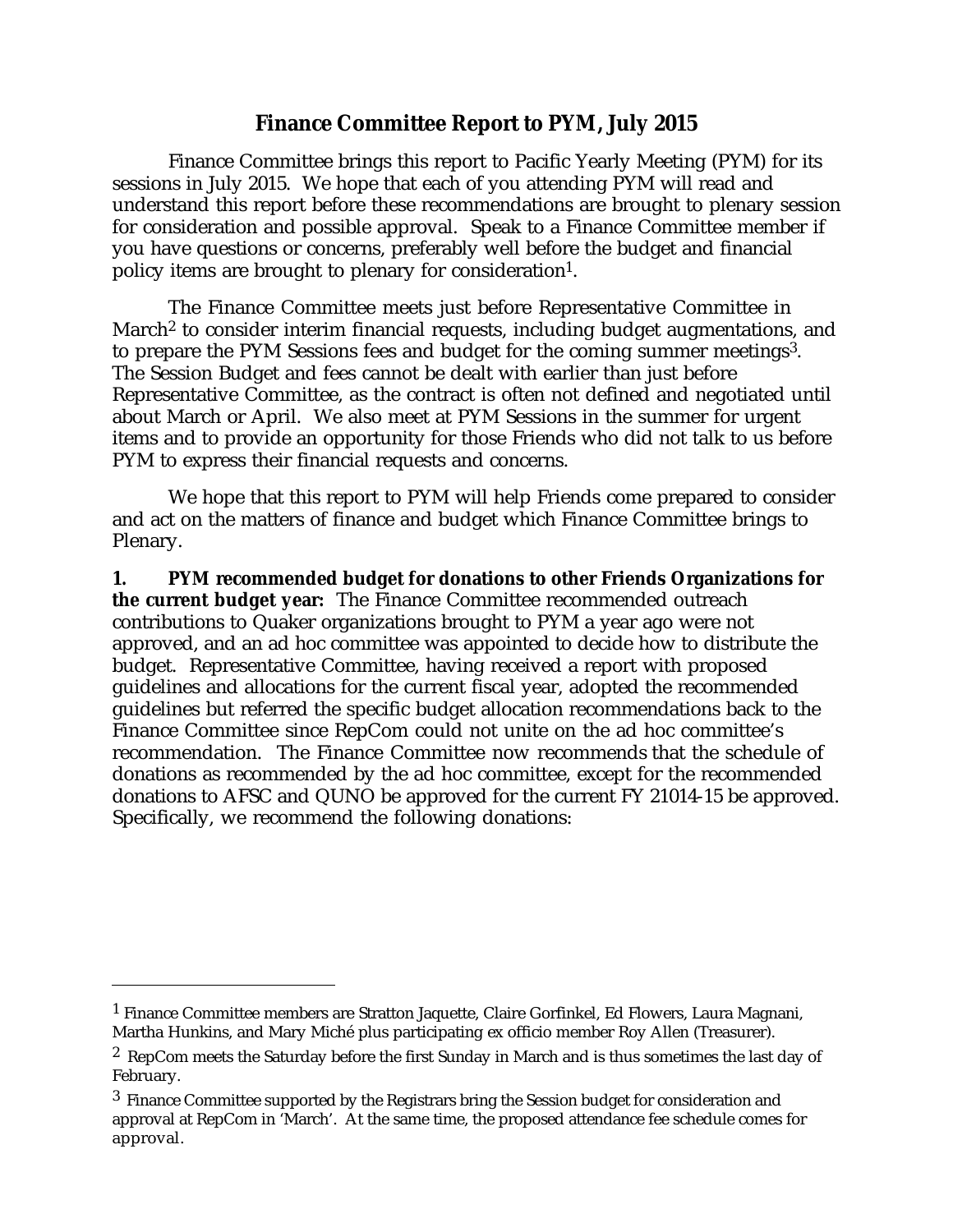# Finance Committee Report to PYM, July 2015

Finance Committee brings this report to Pacific Yearly Meeting (PYM) for its sessions in July 2015. We hope that each of you attending PYM will read and understand this report before these recommendations are brought to plenary session for consideration and possible approval. Speak to a Finance Committee member if you have questions or concerns, preferably well before the budget and financial policy items are brought to plenary for consideration[1].

The Finance Committee meets just before Representative Committee in March[2] to consider interim financial requests, including budget augmentations, and to prepare the PYM Sessions fees and budget for the coming summer meetings[3]. The Session Budget and fees cannot be dealt with earlier than just before Representative Committee, as the contract is often not defined and negotiated until about March or April. We also meet at PYM Sessions in the summer for urgent items and to provide an opportunity for those Friends who did not talk to us before PYM to express their financial requests and concerns.

We hope that this report to PYM will help Friends come prepared to consider and act on the matters of finance and budget which Finance Committee brings to Plenary.

**1. PYM recommended budget for donations to other Friends Organizations for the current budget year:** The Finance Committee recommended outreach contributions to Quaker organizations brought to PYM a year ago were not approved, and an ad hoc committee was appointed to decide how to distribute the budget. Representative Committee, having received a report with proposed guidelines and allocations for the current fiscal year, adopted the recommended guidelines but referred the specific budget allocation recommendations back to the Finance Committee since RepCom could not unite on the ad hoc committee's recommendation. The Finance Committee now recommends that the schedule of donations as recommended by the ad hoc committee, except for the recommended donations to AFSC and QUNO be approved for the current FY 21014-15 be approved. Specifically, we recommend the following donations:

---

[1] Finance Committee members are Stratton Jaquette, Claire Gorfinkel, Ed Flowers, Laura Magnani, Martha Hunkins, and Mary Miché plus participating ex officio member Roy Allen (Treasurer).

[2] RepCom meets the Saturday before the first Sunday in March and is thus sometimes the last day of February.

[3] Finance Committee supported by the Registrars bring the Session budget for consideration and approval at RepCom in 'March'. At the same time, the proposed attendance fee schedule comes for approval.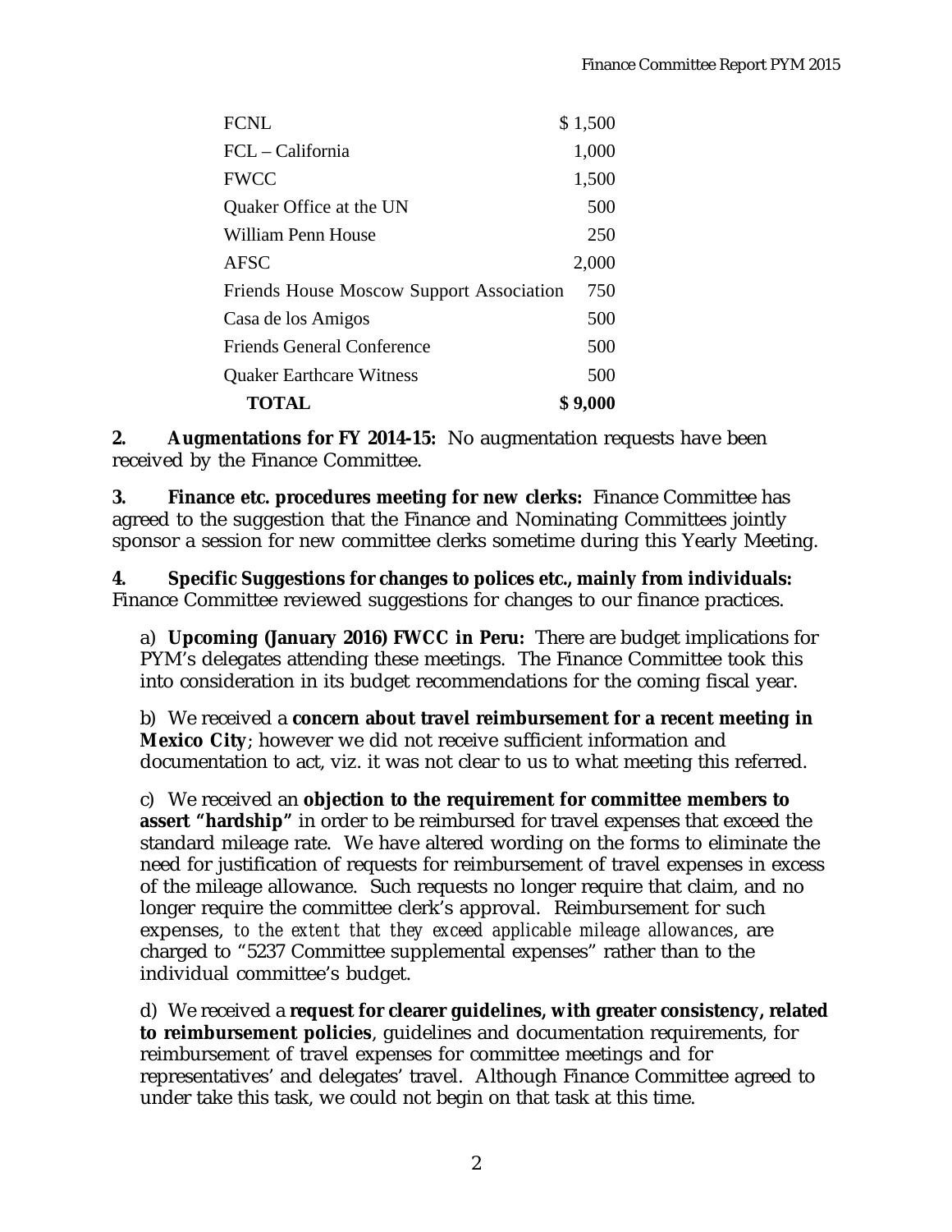| | |
|---|---|
| FCNL | $ 1,500 |
| FCL – California | 1,000 |
| FWCC | 1,500 |
| Quaker Office at the UN | 500 |
| William Penn House | 250 |
| AFSC | 2,000 |
| Friends House Moscow Support Association | 750 |
| Casa de los Amigos | 500 |
| Friends General Conference | 500 |
| Quaker Earthcare Witness | 500 |
| **TOTAL** | **$ 9,000** |

**2. Augmentations for FY 2014-15:** No augmentation requests have been received by the Finance Committee.

**3. Finance etc. procedures meeting for new clerks:** Finance Committee has agreed to the suggestion that the Finance and Nominating Committees jointly sponsor a session for new committee clerks sometime during this Yearly Meeting.

**4. Specific Suggestions for changes to polices etc., mainly from individuals:** Finance Committee reviewed suggestions for changes to our finance practices.

a) **Upcoming (January 2016) FWCC in Peru:** There are budget implications for PYM's delegates attending these meetings. The Finance Committee took this into consideration in its budget recommendations for the coming fiscal year.

b) We received a **concern about travel reimbursement for a recent meeting in Mexico City**; however we did not receive sufficient information and documentation to act, viz. it was not clear to us to what meeting this referred.

c) We received an **objection to the requirement for committee members to assert "hardship"** in order to be reimbursed for travel expenses that exceed the standard mileage rate. We have altered wording on the forms to eliminate the need for justification of requests for reimbursement of travel expenses in excess of the mileage allowance. Such requests no longer require that claim, and no longer require the committee clerk's approval. Reimbursement for such expenses, *to the extent that they exceed applicable mileage allowances*, are charged to "5237 Committee supplemental expenses" rather than to the individual committee's budget.

d) We received a **request for clearer guidelines, with greater consistency, related to reimbursement policies**, guidelines and documentation requirements, for reimbursement of travel expenses for committee meetings and for representatives' and delegates' travel. Although Finance Committee agreed to under take this task, we could not begin on that task at this time.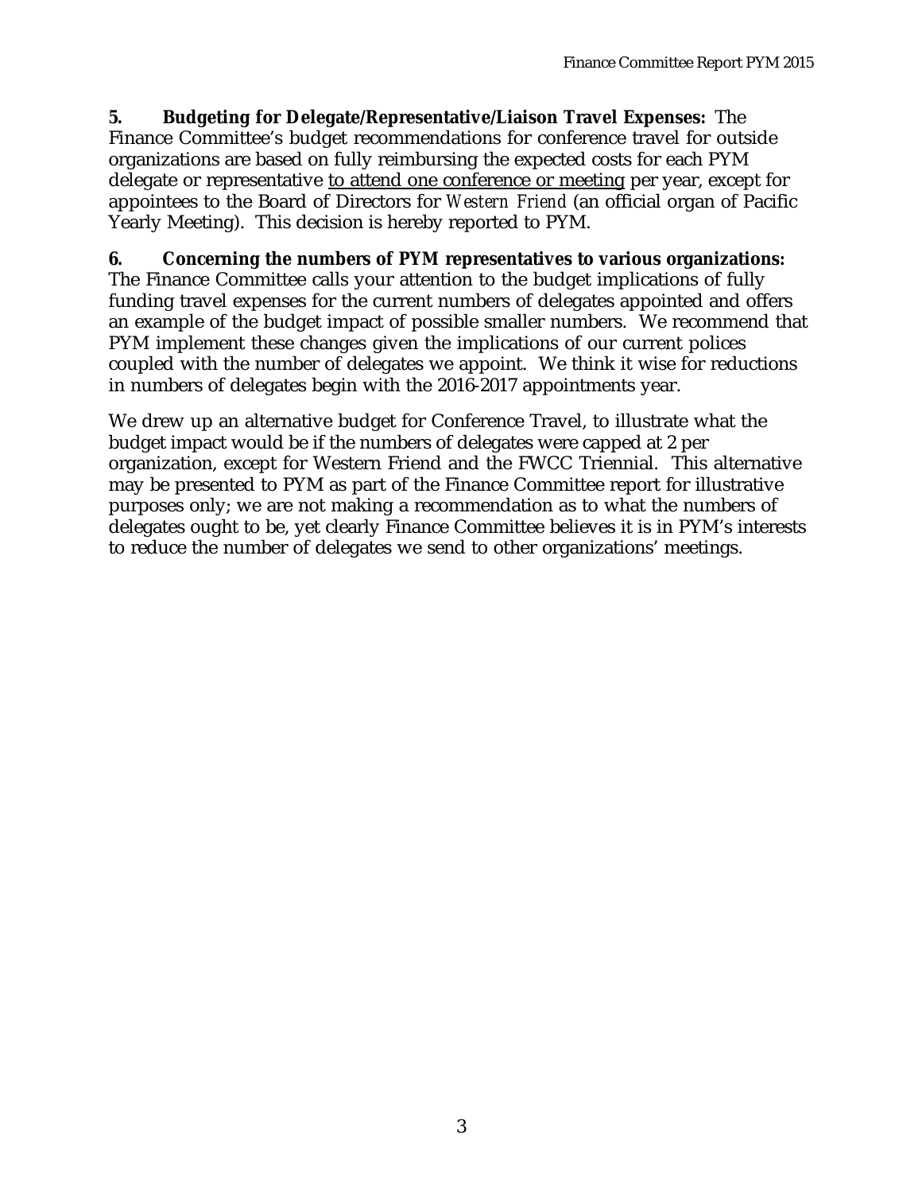**5. Budgeting for Delegate/Representative/Liaison Travel Expenses:** The Finance Committee's budget recommendations for conference travel for outside organizations are based on fully reimbursing the expected costs for each PYM delegate or representative <u>to attend one conference or meeting</u> per year, except for appointees to the Board of Directors for *Western Friend* (an official organ of Pacific Yearly Meeting). This decision is hereby reported to PYM.

**6. Concerning the numbers of PYM representatives to various organizations:** The Finance Committee calls your attention to the budget implications of fully funding travel expenses for the current numbers of delegates appointed and offers an example of the budget impact of possible smaller numbers. We recommend that PYM implement these changes given the implications of our current polices coupled with the number of delegates we appoint. We think it wise for reductions in numbers of delegates begin with the 2016-2017 appointments year.

We drew up an alternative budget for Conference Travel, to illustrate what the budget impact would be if the numbers of delegates were capped at 2 per organization, except for Western Friend and the FWCC Triennial. This alternative may be presented to PYM as part of the Finance Committee report for illustrative purposes only; we are not making a recommendation as to what the numbers of delegates ought to be, yet clearly Finance Committee believes it is in PYM's interests to reduce the number of delegates we send to other organizations' meetings.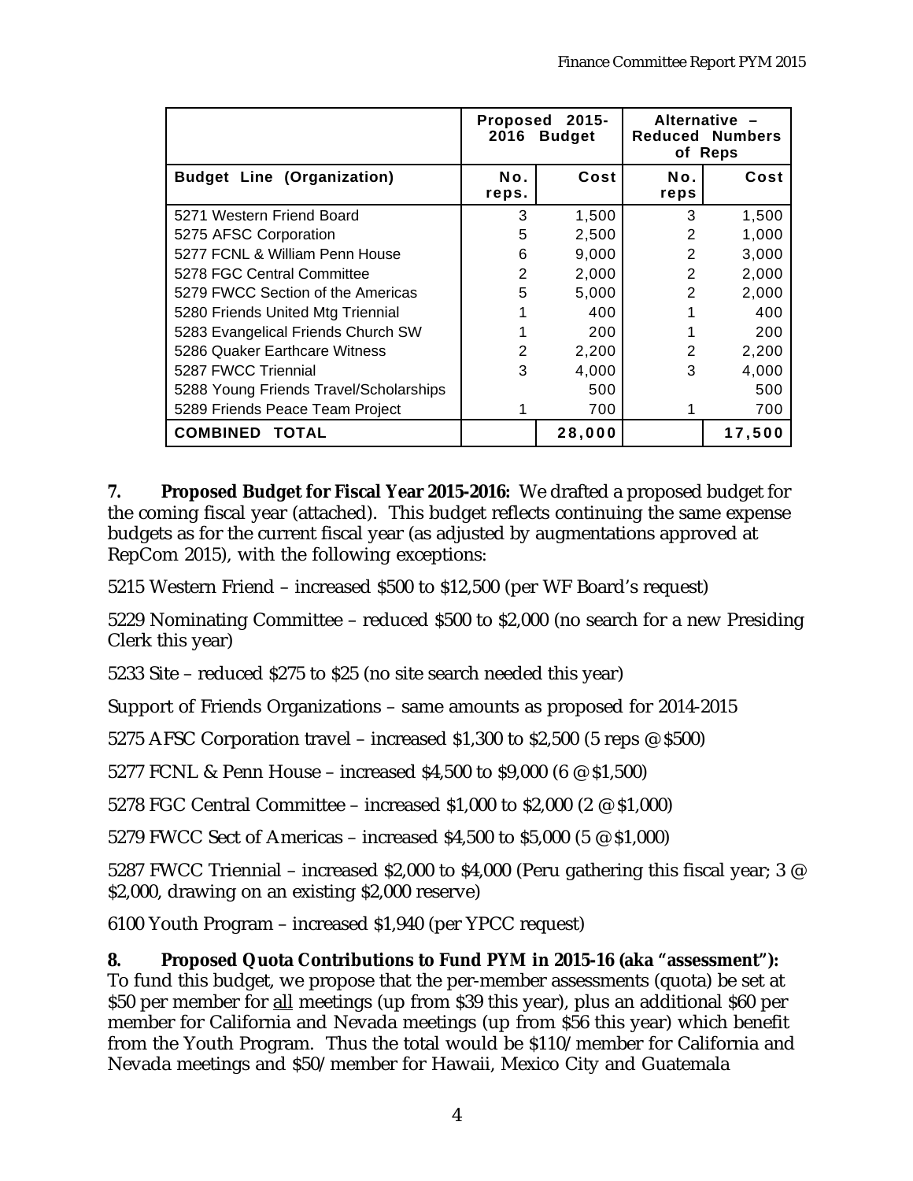| | Proposed 2015-2016 Budget | | Alternative – Reduced Numbers of Reps | |
|---|---|---|---|---|
| **Budget Line (Organization)** | **No. reps.** | **Cost** | **No. reps** | **Cost** |
| 5271 Western Friend Board | 3 | 1,500 | 3 | 1,500 |
| 5275 AFSC Corporation | 5 | 2,500 | 2 | 1,000 |
| 5277 FCNL & William Penn House | 6 | 9,000 | 2 | 3,000 |
| 5278 FGC Central Committee | 2 | 2,000 | 2 | 2,000 |
| 5279 FWCC Section of the Americas | 5 | 5,000 | 2 | 2,000 |
| 5280 Friends United Mtg Triennial | 1 | 400 | 1 | 400 |
| 5283 Evangelical Friends Church SW | 1 | 200 | 1 | 200 |
| 5286 Quaker Earthcare Witness | 2 | 2,200 | 2 | 2,200 |
| 5287 FWCC Triennial | 3 | 4,000 | 3 | 4,000 |
| 5288 Young Friends Travel/Scholarships | | 500 | | 500 |
| 5289 Friends Peace Team Project | 1 | 700 | 1 | 700 |
| **COMBINED TOTAL** | | **28,000** | | **17,500** |

**7. Proposed Budget for Fiscal Year 2015-2016:** We drafted a proposed budget for the coming fiscal year (attached). This budget reflects continuing the same expense budgets as for the current fiscal year (as adjusted by augmentations approved at RepCom 2015), with the following exceptions:

5215 Western Friend – increased $500 to $12,500 (per WF Board's request)

5229 Nominating Committee – reduced $500 to $2,000 (no search for a new Presiding Clerk this year)

5233 Site – reduced $275 to $25 (no site search needed this year)

Support of Friends Organizations – same amounts as proposed for 2014-2015

5275 AFSC Corporation travel – increased $1,300 to $2,500 (5 reps @ $500)

5277 FCNL & Penn House – increased $4,500 to $9,000 (6 @ $1,500)

5278 FGC Central Committee – increased $1,000 to $2,000 (2 @ $1,000)

5279 FWCC Sect of Americas – increased $4,500 to $5,000 (5 @ $1,000)

5287 FWCC Triennial – increased $2,000 to $4,000 (Peru gathering this fiscal year; 3 @ $2,000, drawing on an existing $2,000 reserve)

6100 Youth Program – increased $1,940 (per YPCC request)

**8. Proposed Quota Contributions to Fund PYM in 2015-16 (aka "assessment"):** To fund this budget, we propose that the per-member assessments (quota) be set at $50 per member for <u>all</u> meetings (up from $39 this year), plus an additional $60 per member for California and Nevada meetings (up from $56 this year) which benefit from the Youth Program. Thus the total would be $110/member for California and Nevada meetings and $50/member for Hawaii, Mexico City and Guatemala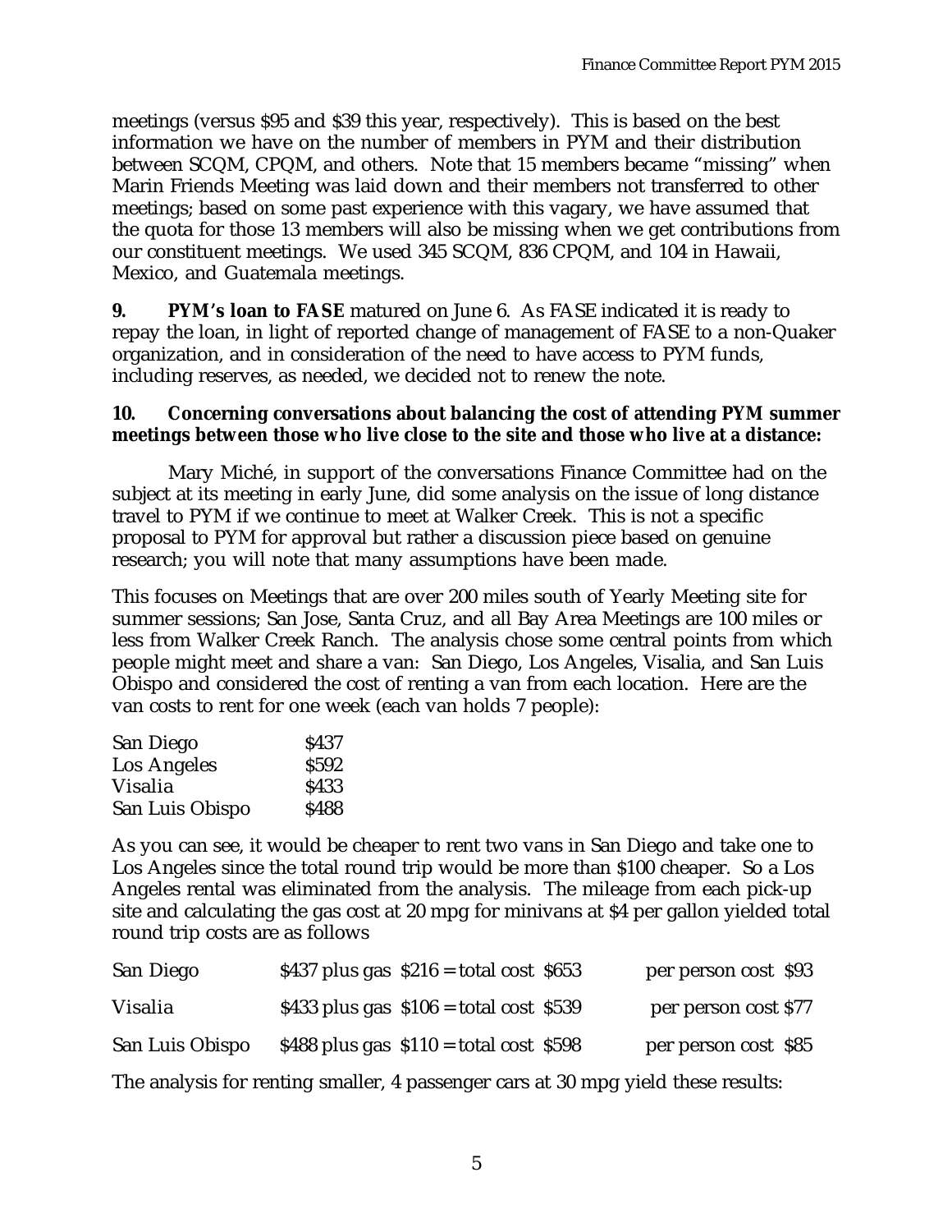meetings (versus $95 and $39 this year, respectively). This is based on the best information we have on the number of members in PYM and their distribution between SCQM, CPQM, and others. Note that 15 members became "missing" when Marin Friends Meeting was laid down and their members not transferred to other meetings; based on some past experience with this vagary, we have assumed that the quota for those 13 members will also be missing when we get contributions from our constituent meetings. We used 345 SCQM, 836 CPQM, and 104 in Hawaii, Mexico, and Guatemala meetings.

**9. PYM's loan to FASE** matured on June 6. As FASE indicated it is ready to repay the loan, in light of reported change of management of FASE to a non-Quaker organization, and in consideration of the need to have access to PYM funds, including reserves, as needed, we decided not to renew the note.

**10. Concerning conversations about balancing the cost of attending PYM summer meetings between those who live close to the site and those who live at a distance:**

Mary Miché, in support of the conversations Finance Committee had on the subject at its meeting in early June, did some analysis on the issue of long distance travel to PYM if we continue to meet at Walker Creek. This is not a specific proposal to PYM for approval but rather a discussion piece based on genuine research; you will note that many assumptions have been made.

This focuses on Meetings that are over 200 miles south of Yearly Meeting site for summer sessions; San Jose, Santa Cruz, and all Bay Area Meetings are 100 miles or less from Walker Creek Ranch. The analysis chose some central points from which people might meet and share a van: San Diego, Los Angeles, Visalia, and San Luis Obispo and considered the cost of renting a van from each location. Here are the van costs to rent for one week (each van holds 7 people):

| | |
|---|---|
| San Diego | $437 |
| Los Angeles | $592 |
| Visalia | $433 |
| San Luis Obispo | $488 |

As you can see, it would be cheaper to rent two vans in San Diego and take one to Los Angeles since the total round trip would be more than $100 cheaper. So a Los Angeles rental was eliminated from the analysis. The mileage from each pick-up site and calculating the gas cost at 20 mpg for minivans at $4 per gallon yielded total round trip costs are as follows

| | | |
|---|---|---|
| San Diego | $437 plus gas $216 = total cost $653 | per person cost $93 |
| Visalia | $433 plus gas $106 = total cost $539 | per person cost $77 |
| San Luis Obispo | $488 plus gas $110 = total cost $598 | per person cost $85 |

The analysis for renting smaller, 4 passenger cars at 30 mpg yield these results: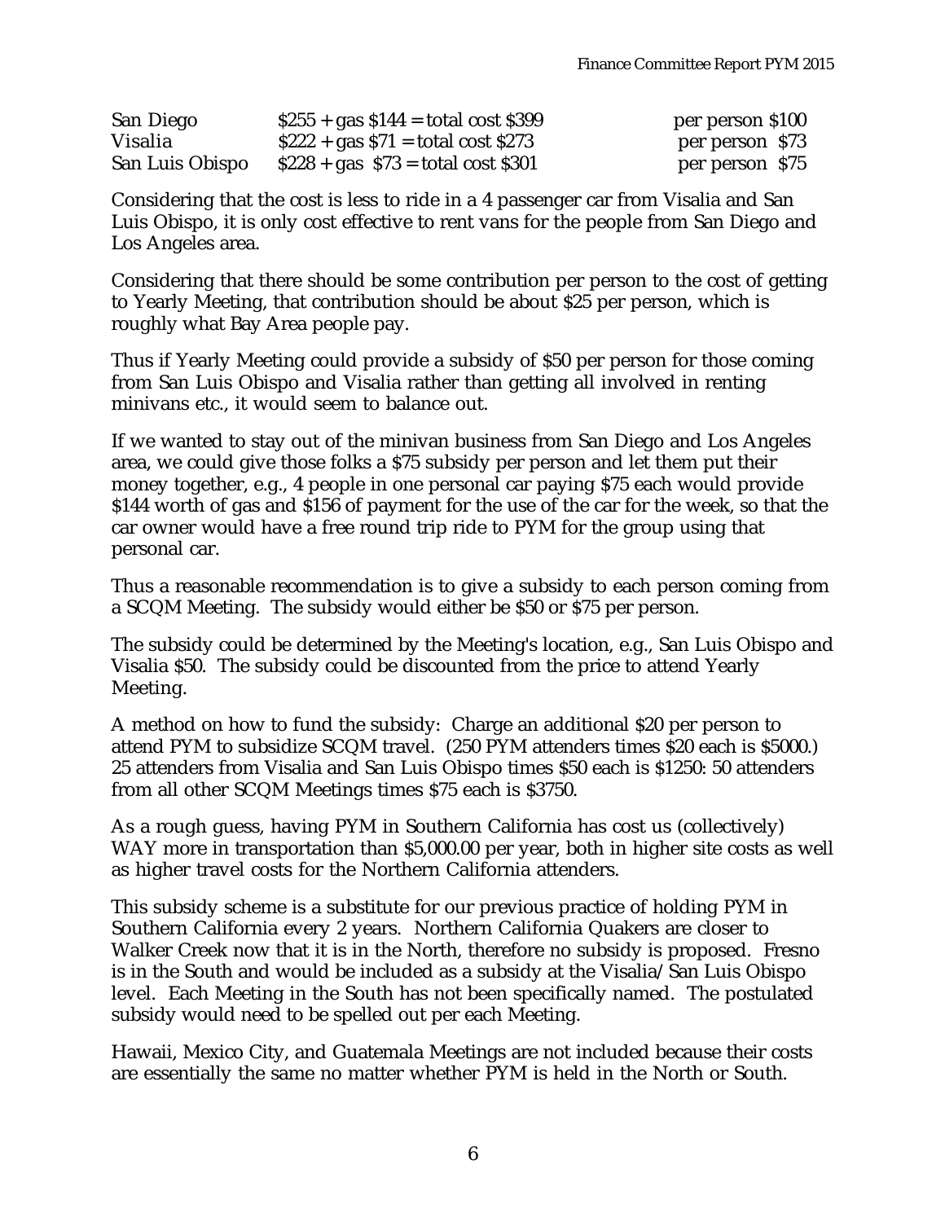| | | |
|---|---|---|
| San Diego | \$255 + gas \$144 = total cost \$399 | per person \$100 |
| Visalia | \$222 + gas \$71 = total cost \$273 | per person \$73 |
| San Luis Obispo | \$228 + gas \$73 = total cost \$301 | per person \$75 |

Considering that the cost is less to ride in a 4 passenger car from Visalia and San Luis Obispo, it is only cost effective to rent vans for the people from San Diego and Los Angeles area.

Considering that there should be some contribution per person to the cost of getting to Yearly Meeting, that contribution should be about \$25 per person, which is roughly what Bay Area people pay.

Thus if Yearly Meeting could provide a subsidy of \$50 per person for those coming from San Luis Obispo and Visalia rather than getting all involved in renting minivans etc., it would seem to balance out.

If we wanted to stay out of the minivan business from San Diego and Los Angeles area, we could give those folks a \$75 subsidy per person and let them put their money together, e.g., 4 people in one personal car paying \$75 each would provide \$144 worth of gas and \$156 of payment for the use of the car for the week, so that the car owner would have a free round trip ride to PYM for the group using that personal car.

Thus a reasonable recommendation is to give a subsidy to each person coming from a SCQM Meeting. The subsidy would either be \$50 or \$75 per person.

The subsidy could be determined by the Meeting's location, e.g., San Luis Obispo and Visalia \$50. The subsidy could be discounted from the price to attend Yearly Meeting.

A method on how to fund the subsidy: Charge an additional \$20 per person to attend PYM to subsidize SCQM travel. (250 PYM attenders times \$20 each is \$5000.) 25 attenders from Visalia and San Luis Obispo times \$50 each is \$1250: 50 attenders from all other SCQM Meetings times \$75 each is \$3750.

As a rough guess, having PYM in Southern California has cost us (collectively) WAY more in transportation than \$5,000.00 per year, both in higher site costs as well as higher travel costs for the Northern California attenders.

This subsidy scheme is a substitute for our previous practice of holding PYM in Southern California every 2 years. Northern California Quakers are closer to Walker Creek now that it is in the North, therefore no subsidy is proposed. Fresno is in the South and would be included as a subsidy at the Visalia/San Luis Obispo level. Each Meeting in the South has not been specifically named. The postulated subsidy would need to be spelled out per each Meeting.

Hawaii, Mexico City, and Guatemala Meetings are not included because their costs are essentially the same no matter whether PYM is held in the North or South.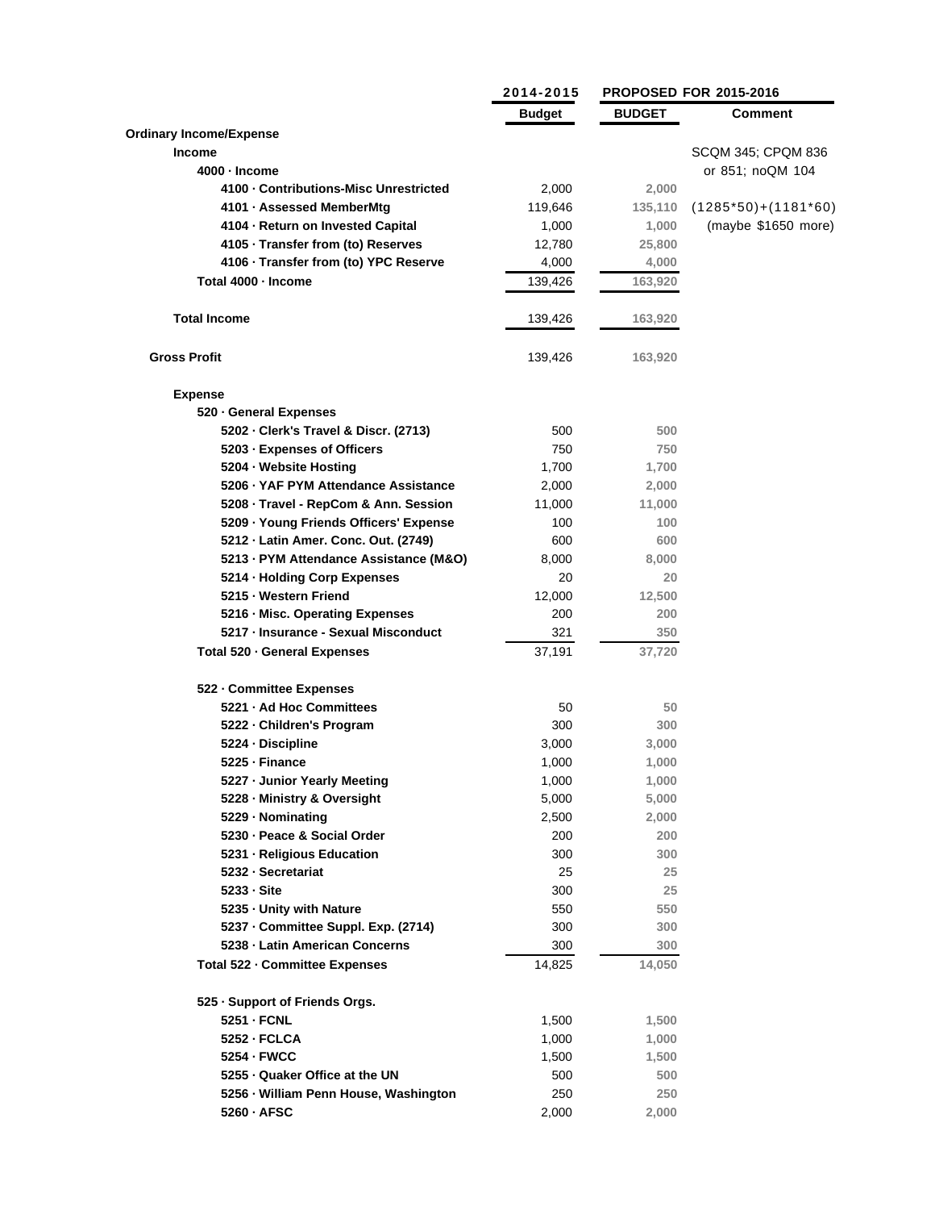| | 2014-2015 | PROPOSED FOR 2015-2016 | |
|---|---|---|---|
| | **Budget** | **BUDGET** | **Comment** |
| **Ordinary Income/Expense** | | | |
| **Income** | | | SCQM 345; CPQM 836 |
| **4000 · Income** | | | or 851; noQM 104 |
| **4100 · Contributions-Misc Unrestricted** | 2,000 | 2,000 | |
| **4101 · Assessed MemberMtg** | 119,646 | 135,110 | (1285*50)+(1181*60) |
| **4104 · Return on Invested Capital** | 1,000 | 1,000 | (maybe $1650 more) |
| **4105 · Transfer from (to) Reserves** | 12,780 | 25,800 | |
| **4106 · Transfer from (to) YPC Reserve** | 4,000 | 4,000 | |
| **Total 4000 · Income** | 139,426 | 163,920 | |
| **Total Income** | 139,426 | 163,920 | |
| **Gross Profit** | 139,426 | 163,920 | |
| **Expense** | | | |
| **520 · General Expenses** | | | |
| **5202 · Clerk's Travel & Discr. (2713)** | 500 | 500 | |
| **5203 · Expenses of Officers** | 750 | 750 | |
| **5204 · Website Hosting** | 1,700 | 1,700 | |
| **5206 · YAF PYM Attendance Assistance** | 2,000 | 2,000 | |
| **5208 · Travel - RepCom & Ann. Session** | 11,000 | 11,000 | |
| **5209 · Young Friends Officers' Expense** | 100 | 100 | |
| **5212 · Latin Amer. Conc. Out. (2749)** | 600 | 600 | |
| **5213 · PYM Attendance Assistance (M&O)** | 8,000 | 8,000 | |
| **5214 · Holding Corp Expenses** | 20 | 20 | |
| **5215 · Western Friend** | 12,000 | 12,500 | |
| **5216 · Misc. Operating Expenses** | 200 | 200 | |
| **5217 · Insurance - Sexual Misconduct** | 321 | 350 | |
| **Total 520 · General Expenses** | 37,191 | 37,720 | |
| **522 · Committee Expenses** | | | |
| **5221 · Ad Hoc Committees** | 50 | 50 | |
| **5222 · Children's Program** | 300 | 300 | |
| **5224 · Discipline** | 3,000 | 3,000 | |
| **5225 · Finance** | 1,000 | 1,000 | |
| **5227 · Junior Yearly Meeting** | 1,000 | 1,000 | |
| **5228 · Ministry & Oversight** | 5,000 | 5,000 | |
| **5229 · Nominating** | 2,500 | 2,000 | |
| **5230 · Peace & Social Order** | 200 | 200 | |
| **5231 · Religious Education** | 300 | 300 | |
| **5232 · Secretariat** | 25 | 25 | |
| **5233 · Site** | 300 | 25 | |
| **5235 · Unity with Nature** | 550 | 550 | |
| **5237 · Committee Suppl. Exp. (2714)** | 300 | 300 | |
| **5238 · Latin American Concerns** | 300 | 300 | |
| **Total 522 · Committee Expenses** | 14,825 | 14,050 | |
| **525 · Support of Friends Orgs.** | | | |
| **5251 · FCNL** | 1,500 | 1,500 | |
| **5252 · FCLCA** | 1,000 | 1,000 | |
| **5254 · FWCC** | 1,500 | 1,500 | |
| **5255 · Quaker Office at the UN** | 500 | 500 | |
| **5256 · William Penn House, Washington** | 250 | 250 | |
| **5260 · AFSC** | 2,000 | 2,000 | |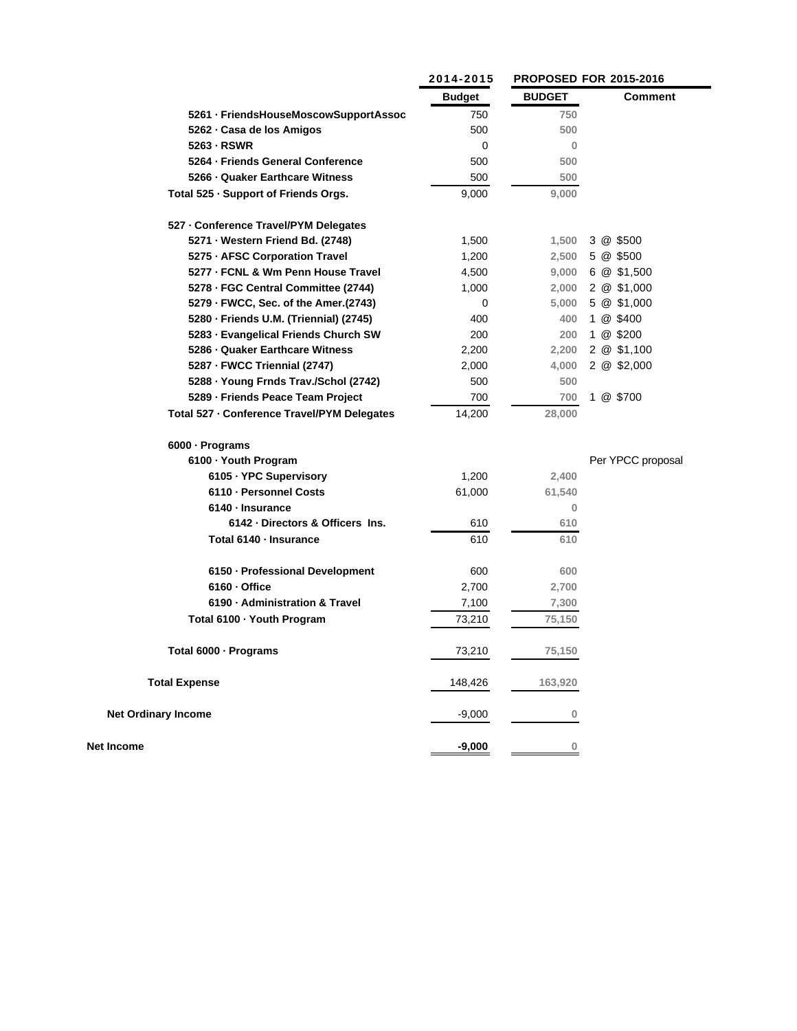| | 2014-2015 | PROPOSED FOR 2015-2016 | |
|---|---|---|---|
| | **Budget** | **BUDGET** | **Comment** |
| **5261 · FriendsHouseMoscowSupportAssoc** | 750 | 750 | |
| **5262 · Casa de los Amigos** | 500 | 500 | |
| **5263 · RSWR** | 0 | 0 | |
| **5264 · Friends General Conference** | 500 | 500 | |
| **5266 · Quaker Earthcare Witness** | 500 | 500 | |
| **Total 525 · Support of Friends Orgs.** | 9,000 | 9,000 | |
| **527 · Conference Travel/PYM Delegates** | | | |
| **5271 · Western Friend Bd. (2748)** | 1,500 | 1,500 | 3 @ $500 |
| **5275 · AFSC Corporation Travel** | 1,200 | 2,500 | 5 @ $500 |
| **5277 · FCNL & Wm Penn House Travel** | 4,500 | 9,000 | 6 @ $1,500 |
| **5278 · FGC Central Committee (2744)** | 1,000 | 2,000 | 2 @ $1,000 |
| **5279 · FWCC, Sec. of the Amer.(2743)** | 0 | 5,000 | 5 @ $1,000 |
| **5280 · Friends U.M. (Triennial) (2745)** | 400 | 400 | 1 @ $400 |
| **5283 · Evangelical Friends Church SW** | 200 | 200 | 1 @ $200 |
| **5286 · Quaker Earthcare Witness** | 2,200 | 2,200 | 2 @ $1,100 |
| **5287 · FWCC Triennial (2747)** | 2,000 | 4,000 | 2 @ $2,000 |
| **5288 · Young Frnds Trav./Schol (2742)** | 500 | 500 | |
| **5289 · Friends Peace Team Project** | 700 | 700 | 1 @ $700 |
| **Total 527 · Conference Travel/PYM Delegates** | 14,200 | 28,000 | |
| **6000 · Programs** | | | |
| **6100 · Youth Program** | | | Per YPCC proposal |
| **6105 · YPC Supervisory** | 1,200 | 2,400 | |
| **6110 · Personnel Costs** | 61,000 | 61,540 | |
| **6140 · Insurance** | | 0 | |
| **6142 · Directors & Officers Ins.** | 610 | 610 | |
| **Total 6140 · Insurance** | 610 | 610 | |
| **6150 · Professional Development** | 600 | 600 | |
| **6160 · Office** | 2,700 | 2,700 | |
| **6190 · Administration & Travel** | 7,100 | 7,300 | |
| **Total 6100 · Youth Program** | 73,210 | 75,150 | |
| **Total 6000 · Programs** | 73,210 | 75,150 | |
| **Total Expense** | 148,426 | 163,920 | |
| **Net Ordinary Income** | -9,000 | 0 | |
| **Net Income** | **-9,000** | 0 | |